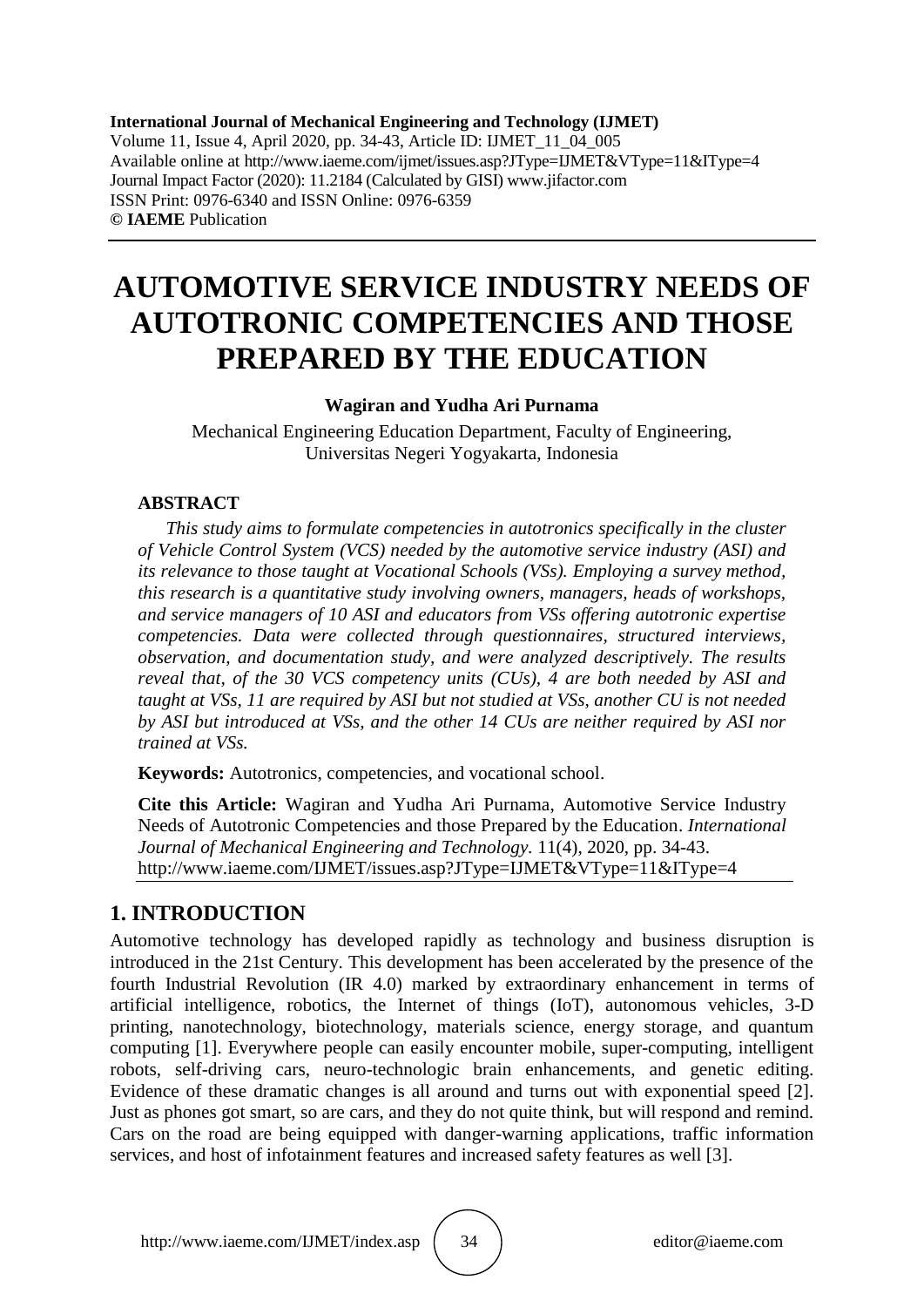**International Journal of Mechanical Engineering and Technology (IJMET)**
Volume 11, Issue 4, April 2020, pp. 34-43, Article ID: IJMET_11_04_005
Available online at http://www.iaeme.com/ijmet/issues.asp?JType=IJMET&VType=11&IType=4
Journal Impact Factor (2020): 11.2184 (Calculated by GISI) www.jifactor.com
ISSN Print: 0976-6340 and ISSN Online: 0976-6359
**© IAEME** Publication

# AUTOMOTIVE SERVICE INDUSTRY NEEDS OF AUTOTRONIC COMPETENCIES AND THOSE PREPARED BY THE EDUCATION

**Wagiran and Yudha Ari Purnama**

Mechanical Engineering Education Department, Faculty of Engineering, Universitas Negeri Yogyakarta, Indonesia

### ABSTRACT

*This study aims to formulate competencies in autotronics specifically in the cluster of Vehicle Control System (VCS) needed by the automotive service industry (ASI) and its relevance to those taught at Vocational Schools (VSs). Employing a survey method, this research is a quantitative study involving owners, managers, heads of workshops, and service managers of 10 ASI and educators from VSs offering autotronic expertise competencies. Data were collected through questionnaires, structured interviews, observation, and documentation study, and were analyzed descriptively. The results reveal that, of the 30 VCS competency units (CUs), 4 are both needed by ASI and taught at VSs, 11 are required by ASI but not studied at VSs, another CU is not needed by ASI but introduced at VSs, and the other 14 CUs are neither required by ASI nor trained at VSs.*

**Keywords:** Autotronics, competencies, and vocational school.

**Cite this Article:** Wagiran and Yudha Ari Purnama, Automotive Service Industry Needs of Autotronic Competencies and those Prepared by the Education. *International Journal of Mechanical Engineering and Technology.* 11(4), 2020, pp. 34-43.
http://www.iaeme.com/IJMET/issues.asp?JType=IJMET&VType=11&IType=4

## 1. INTRODUCTION

Automotive technology has developed rapidly as technology and business disruption is introduced in the 21st Century. This development has been accelerated by the presence of the fourth Industrial Revolution (IR 4.0) marked by extraordinary enhancement in terms of artificial intelligence, robotics, the Internet of things (IoT), autonomous vehicles, 3-D printing, nanotechnology, biotechnology, materials science, energy storage, and quantum computing [1]. Everywhere people can easily encounter mobile, super-computing, intelligent robots, self-driving cars, neuro-technologic brain enhancements, and genetic editing. Evidence of these dramatic changes is all around and turns out with exponential speed [2]. Just as phones got smart, so are cars, and they do not quite think, but will respond and remind. Cars on the road are being equipped with danger-warning applications, traffic information services, and host of infotainment features and increased safety features as well [3].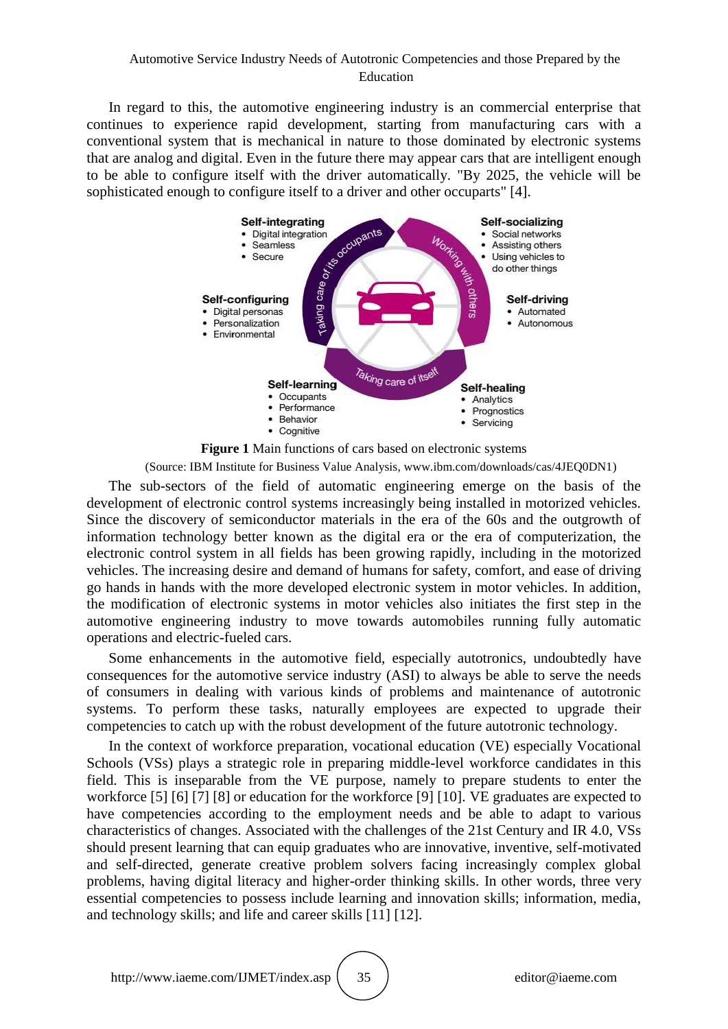In regard to this, the automotive engineering industry is an commercial enterprise that continues to experience rapid development, starting from manufacturing cars with a conventional system that is mechanical in nature to those dominated by electronic systems that are analog and digital. Even in the future there may appear cars that are intelligent enough to be able to configure itself with the driver automatically. "By 2025, the vehicle will be sophisticated enough to configure itself to a driver and other occuparts" [4].

**Figure 1** Main functions of cars based on electronic systems

(Source: IBM Institute for Business Value Analysis, www.ibm.com/downloads/cas/4JEQ0DN1)

The sub-sectors of the field of automatic engineering emerge on the basis of the development of electronic control systems increasingly being installed in motorized vehicles. Since the discovery of semiconductor materials in the era of the 60s and the outgrowth of information technology better known as the digital era or the era of computerization, the electronic control system in all fields has been growing rapidly, including in the motorized vehicles. The increasing desire and demand of humans for safety, comfort, and ease of driving go hands in hands with the more developed electronic system in motor vehicles. In addition, the modification of electronic systems in motor vehicles also initiates the first step in the automotive engineering industry to move towards automobiles running fully automatic operations and electric-fueled cars.

Some enhancements in the automotive field, especially autotronics, undoubtedly have consequences for the automotive service industry (ASI) to always be able to serve the needs of consumers in dealing with various kinds of problems and maintenance of autotronic systems. To perform these tasks, naturally employees are expected to upgrade their competencies to catch up with the robust development of the future autotronic technology.

In the context of workforce preparation, vocational education (VE) especially Vocational Schools (VSs) plays a strategic role in preparing middle-level workforce candidates in this field. This is inseparable from the VE purpose, namely to prepare students to enter the workforce [5] [6] [7] [8] or education for the workforce [9] [10]. VE graduates are expected to have competencies according to the employment needs and be able to adapt to various characteristics of changes. Associated with the challenges of the 21st Century and IR 4.0, VSs should present learning that can equip graduates who are innovative, inventive, self-motivated and self-directed, generate creative problem solvers facing increasingly complex global problems, having digital literacy and higher-order thinking skills. In other words, three very essential competencies to possess include learning and innovation skills; information, media, and technology skills; and life and career skills [11] [12].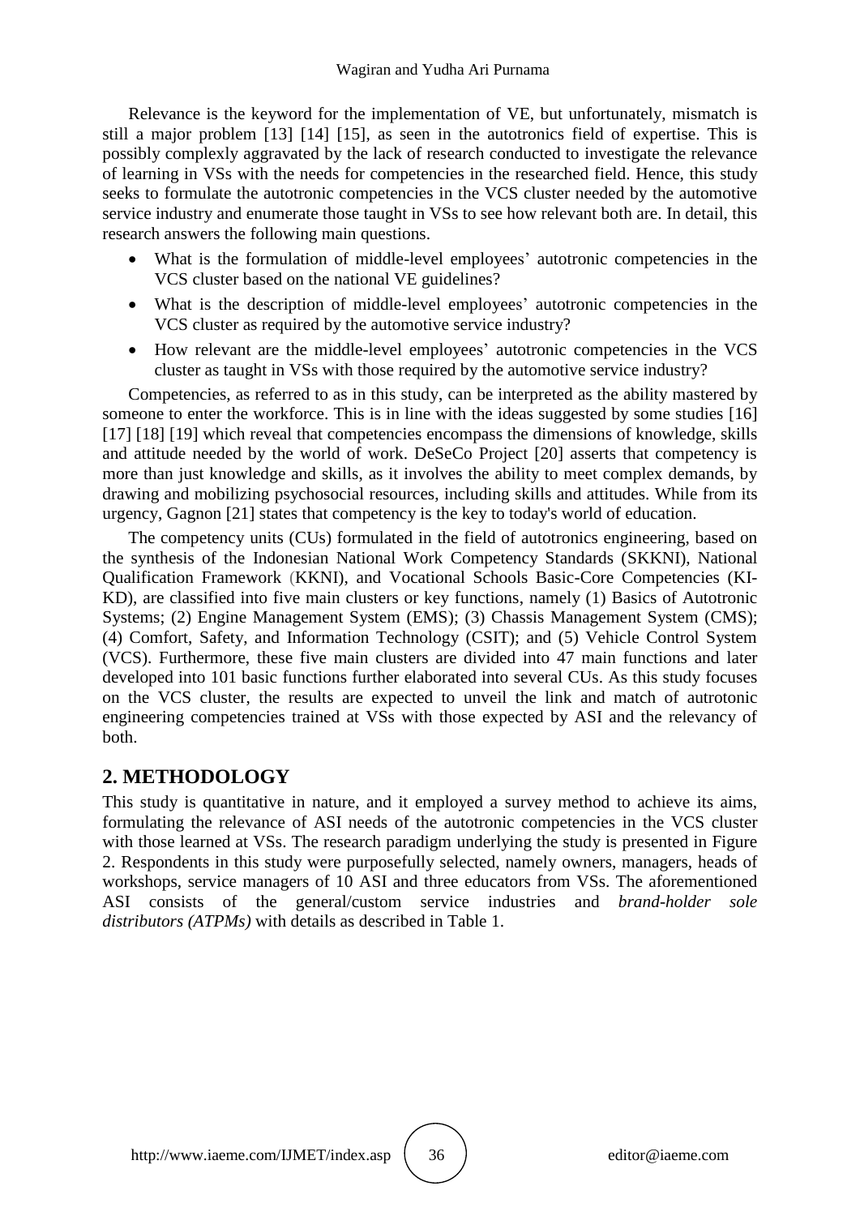Relevance is the keyword for the implementation of VE, but unfortunately, mismatch is still a major problem [13] [14] [15], as seen in the autotronics field of expertise. This is possibly complexly aggravated by the lack of research conducted to investigate the relevance of learning in VSs with the needs for competencies in the researched field. Hence, this study seeks to formulate the autotronic competencies in the VCS cluster needed by the automotive service industry and enumerate those taught in VSs to see how relevant both are. In detail, this research answers the following main questions.

- What is the formulation of middle-level employees' autotronic competencies in the VCS cluster based on the national VE guidelines?
- What is the description of middle-level employees' autotronic competencies in the VCS cluster as required by the automotive service industry?
- How relevant are the middle-level employees' autotronic competencies in the VCS cluster as taught in VSs with those required by the automotive service industry?

Competencies, as referred to as in this study, can be interpreted as the ability mastered by someone to enter the workforce. This is in line with the ideas suggested by some studies [16] [17] [18] [19] which reveal that competencies encompass the dimensions of knowledge, skills and attitude needed by the world of work. DeSeCo Project [20] asserts that competency is more than just knowledge and skills, as it involves the ability to meet complex demands, by drawing and mobilizing psychosocial resources, including skills and attitudes. While from its urgency, Gagnon [21] states that competency is the key to today's world of education.

The competency units (CUs) formulated in the field of autotronics engineering, based on the synthesis of the Indonesian National Work Competency Standards (SKKNI), National Qualification Framework (KKNI), and Vocational Schools Basic-Core Competencies (KI-KD), are classified into five main clusters or key functions, namely (1) Basics of Autotronic Systems; (2) Engine Management System (EMS); (3) Chassis Management System (CMS); (4) Comfort, Safety, and Information Technology (CSIT); and (5) Vehicle Control System (VCS). Furthermore, these five main clusters are divided into 47 main functions and later developed into 101 basic functions further elaborated into several CUs. As this study focuses on the VCS cluster, the results are expected to unveil the link and match of autrotonic engineering competencies trained at VSs with those expected by ASI and the relevancy of both.

## 2. METHODOLOGY

This study is quantitative in nature, and it employed a survey method to achieve its aims, formulating the relevance of ASI needs of the autotronic competencies in the VCS cluster with those learned at VSs. The research paradigm underlying the study is presented in Figure 2. Respondents in this study were purposefully selected, namely owners, managers, heads of workshops, service managers of 10 ASI and three educators from VSs. The aforementioned ASI consists of the general/custom service industries and *brand-holder sole distributors (ATPMs)* with details as described in Table 1.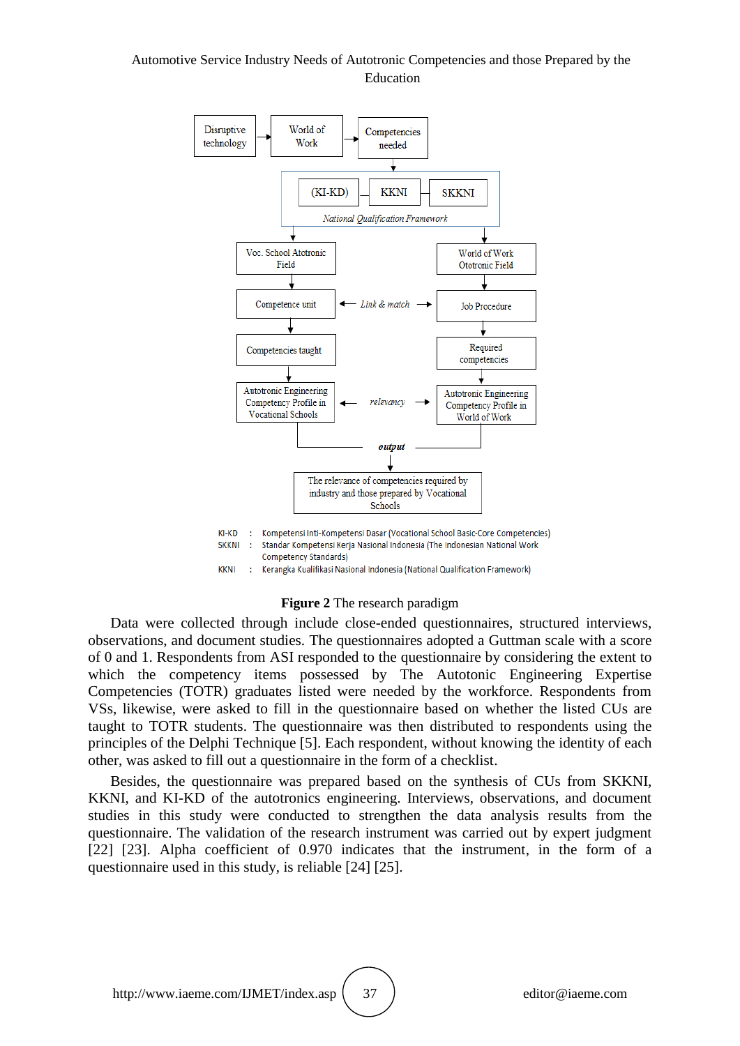Disruptive technology → World of Work → Competencies needed

(KI-KD) — KKNI — SKKNI

*National Qualification Framework*

Voc. School Atotronic Field → Competence unit → Competencies taught → Autotronic Engineering Competency Profile in Vocational Schools

World of Work Ototronic Field → Job Procedure → Required competencies → Autotronic Engineering Competency Profile in World of Work

Competence unit ← *Link & match* → Job Procedure

Autotronic Engineering Competency Profile in Vocational Schools ← *relevancy* → Autotronic Engineering Competency Profile in World of Work

***output***

The relevance of competencies required by industry and those prepared by Vocational Schools

KI-KD : Kompetensi Inti-Kompetensi Dasar (Vocational School Basic-Core Competencies)
SKKNI : Standar Kompetensi Kerja Nasional Indonesia (The Indonesian National Work Competency Standards)
KKNI : Kerangka Kualifikasi Nasional Indonesia (National Qualification Framework)

**Figure 2** The research paradigm

Data were collected through include close-ended questionnaires, structured interviews, observations, and document studies. The questionnaires adopted a Guttman scale with a score of 0 and 1. Respondents from ASI responded to the questionnaire by considering the extent to which the competency items possessed by The Autotonic Engineering Expertise Competencies (TOTR) graduates listed were needed by the workforce. Respondents from VSs, likewise, were asked to fill in the questionnaire based on whether the listed CUs are taught to TOTR students. The questionnaire was then distributed to respondents using the principles of the Delphi Technique [5]. Each respondent, without knowing the identity of each other, was asked to fill out a questionnaire in the form of a checklist.

Besides, the questionnaire was prepared based on the synthesis of CUs from SKKNI, KKNI, and KI-KD of the autotronics engineering. Interviews, observations, and document studies in this study were conducted to strengthen the data analysis results from the questionnaire. The validation of the research instrument was carried out by expert judgment [22] [23]. Alpha coefficient of 0.970 indicates that the instrument, in the form of a questionnaire used in this study, is reliable [24] [25].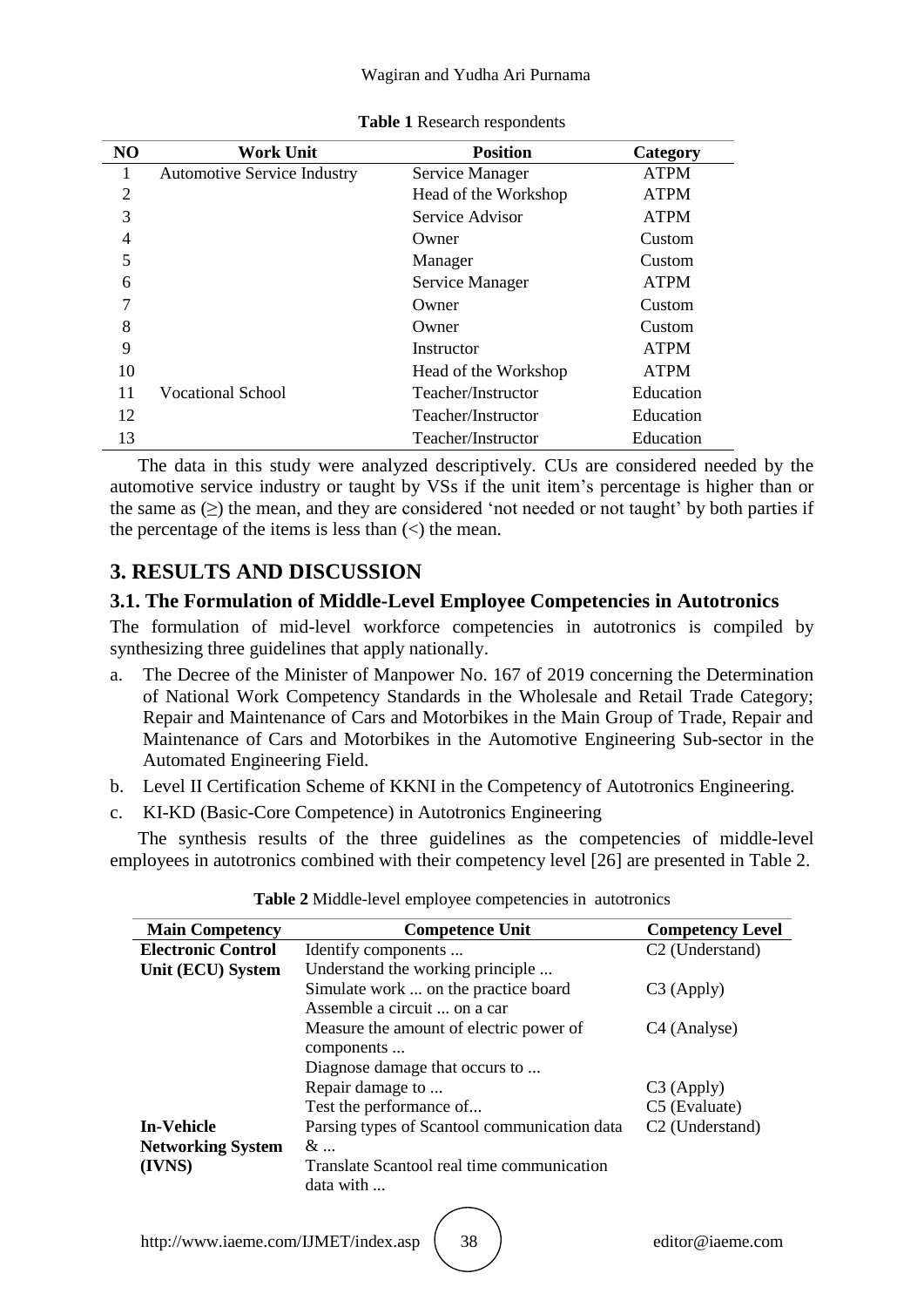**Table 1** Research respondents

| NO | Work Unit | Position | Category |
|---|---|---|---|
| 1 | Automotive Service Industry | Service Manager | ATPM |
| 2 | | Head of the Workshop | ATPM |
| 3 | | Service Advisor | ATPM |
| 4 | | Owner | Custom |
| 5 | | Manager | Custom |
| 6 | | Service Manager | ATPM |
| 7 | | Owner | Custom |
| 8 | | Owner | Custom |
| 9 | | Instructor | ATPM |
| 10 | | Head of the Workshop | ATPM |
| 11 | Vocational School | Teacher/Instructor | Education |
| 12 | | Teacher/Instructor | Education |
| 13 | | Teacher/Instructor | Education |

The data in this study were analyzed descriptively. CUs are considered needed by the automotive service industry or taught by VSs if the unit item's percentage is higher than or the same as (≥) the mean, and they are considered 'not needed or not taught' by both parties if the percentage of the items is less than (<) the mean.

## 3. RESULTS AND DISCUSSION

### 3.1. The Formulation of Middle-Level Employee Competencies in Autotronics

The formulation of mid-level workforce competencies in autotronics is compiled by synthesizing three guidelines that apply nationally.

a. The Decree of the Minister of Manpower No. 167 of 2019 concerning the Determination of National Work Competency Standards in the Wholesale and Retail Trade Category; Repair and Maintenance of Cars and Motorbikes in the Main Group of Trade, Repair and Maintenance of Cars and Motorbikes in the Automotive Engineering Sub-sector in the Automated Engineering Field.
b. Level II Certification Scheme of KKNI in the Competency of Autotronics Engineering.
c. KI-KD (Basic-Core Competence) in Autotronics Engineering

The synthesis results of the three guidelines as the competencies of middle-level employees in autotronics combined with their competency level [26] are presented in Table 2.

**Table 2** Middle-level employee competencies in autotronics

| Main Competency | Competence Unit | Competency Level |
|---|---|---|
| **Electronic Control Unit (ECU) System** | Identify components ... | C2 (Understand) |
| | Understand the working principle ... | |
| | Simulate work ... on the practice board | C3 (Apply) |
| | Assemble a circuit ... on a car | |
| | Measure the amount of electric power of components ... | C4 (Analyse) |
| | Diagnose damage that occurs to ... | |
| | Repair damage to ... | C3 (Apply) |
| | Test the performance of... | C5 (Evaluate) |
| **In-Vehicle Networking System (IVNS)** | Parsing types of Scantool communication data & ... | C2 (Understand) |
| | Translate Scantool real time communication data with ... | |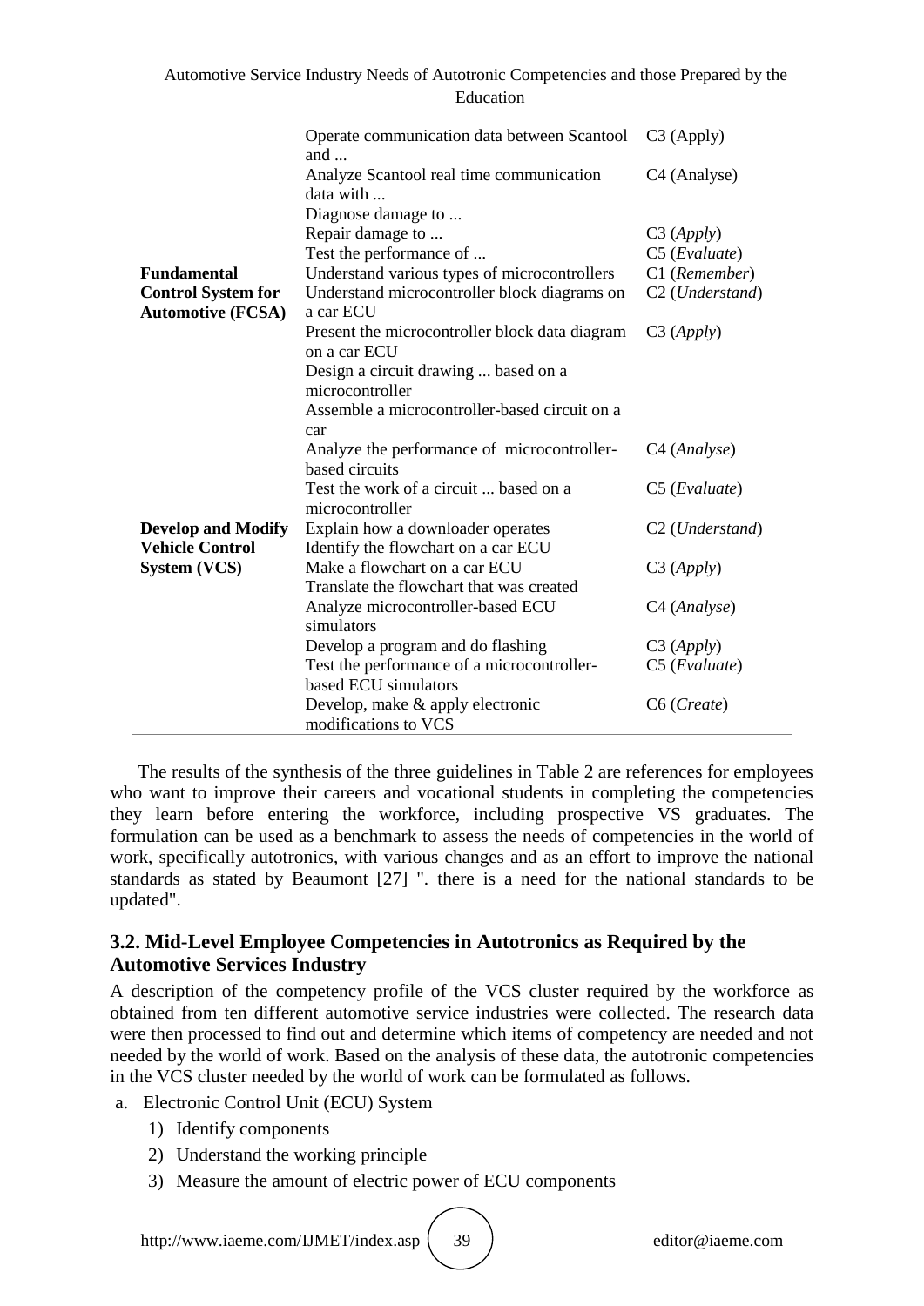| | | |
|---|---|---|
| | Operate communication data between Scantool and ... | C3 (Apply) |
| | Analyze Scantool real time communication data with ... | C4 (Analyse) |
| | Diagnose damage to ... | |
| | Repair damage to ... | C3 (*Apply*) |
| | Test the performance of ... | C5 (*Evaluate*) |
| **Fundamental Control System for Automotive (FCSA)** | Understand various types of microcontrollers | C1 (*Remember*) |
| | Understand microcontroller block diagrams on a car ECU | C2 (*Understand*) |
| | Present the microcontroller block data diagram on a car ECU | C3 (*Apply*) |
| | Design a circuit drawing ... based on a microcontroller | |
| | Assemble a microcontroller-based circuit on a car | |
| | Analyze the performance of microcontroller-based circuits | C4 (*Analyse*) |
| | Test the work of a circuit ... based on a microcontroller | C5 (*Evaluate*) |
| **Develop and Modify Vehicle Control System (VCS)** | Explain how a downloader operates | C2 (*Understand*) |
| | Identify the flowchart on a car ECU | |
| | Make a flowchart on a car ECU | C3 (*Apply*) |
| | Translate the flowchart that was created | |
| | Analyze microcontroller-based ECU simulators | C4 (*Analyse*) |
| | Develop a program and do flashing | C3 (*Apply*) |
| | Test the performance of a microcontroller-based ECU simulators | C5 (*Evaluate*) |
| | Develop, make & apply electronic modifications to VCS | C6 (*Create*) |

The results of the synthesis of the three guidelines in Table 2 are references for employees who want to improve their careers and vocational students in completing the competencies they learn before entering the workforce, including prospective VS graduates. The formulation can be used as a benchmark to assess the needs of competencies in the world of work, specifically autotronics, with various changes and as an effort to improve the national standards as stated by Beaumont [27] ". there is a need for the national standards to be updated".

## 3.2. Mid-Level Employee Competencies in Autotronics as Required by the Automotive Services Industry

A description of the competency profile of the VCS cluster required by the workforce as obtained from ten different automotive service industries were collected. The research data were then processed to find out and determine which items of competency are needed and not needed by the world of work. Based on the analysis of these data, the autotronic competencies in the VCS cluster needed by the world of work can be formulated as follows.

a. Electronic Control Unit (ECU) System
   1) Identify components
   2) Understand the working principle
   3) Measure the amount of electric power of ECU components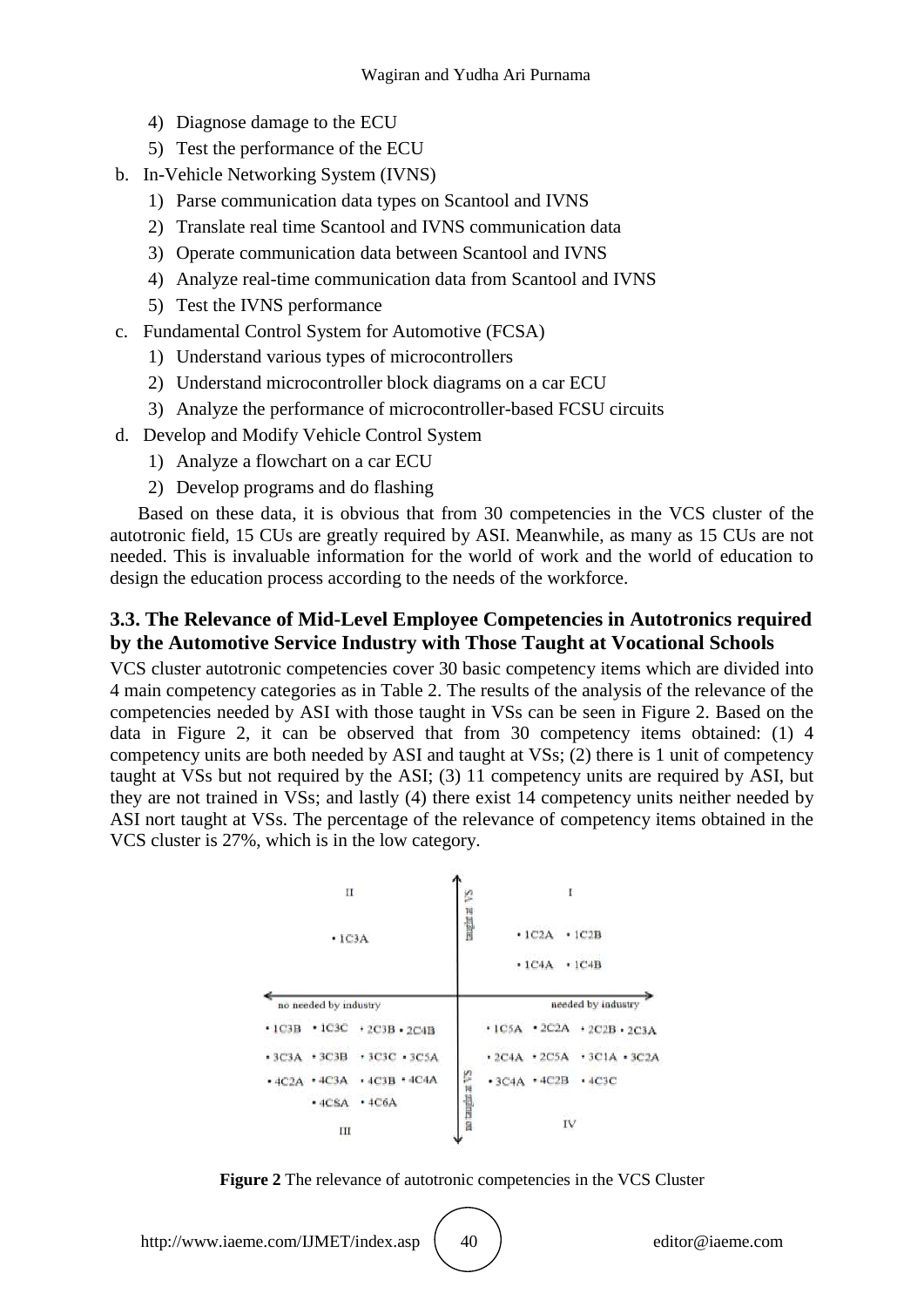4) Diagnose damage to the ECU
5) Test the performance of the ECU

b. In-Vehicle Networking System (IVNS)
   1) Parse communication data types on Scantool and IVNS
   2) Translate real time Scantool and IVNS communication data
   3) Operate communication data between Scantool and IVNS
   4) Analyze real-time communication data from Scantool and IVNS
   5) Test the IVNS performance

c. Fundamental Control System for Automotive (FCSA)
   1) Understand various types of microcontrollers
   2) Understand microcontroller block diagrams on a car ECU
   3) Analyze the performance of microcontroller-based FCSU circuits

d. Develop and Modify Vehicle Control System
   1) Analyze a flowchart on a car ECU
   2) Develop programs and do flashing

Based on these data, it is obvious that from 30 competencies in the VCS cluster of the autotronic field, 15 CUs are greatly required by ASI. Meanwhile, as many as 15 CUs are not needed. This is invaluable information for the world of work and the world of education to design the education process according to the needs of the workforce.

### 3.3. The Relevance of Mid-Level Employee Competencies in Autotronics required by the Automotive Service Industry with Those Taught at Vocational Schools

VCS cluster autotronic competencies cover 30 basic competency items which are divided into 4 main competency categories as in Table 2. The results of the analysis of the relevance of the competencies needed by ASI with those taught in VSs can be seen in Figure 2. Based on the data in Figure 2, it can be observed that from 30 competency items obtained: (1) 4 competency units are both needed by ASI and taught at VSs; (2) there is 1 unit of competency taught at VSs but not required by the ASI; (3) 11 competency units are required by ASI, but they are not trained in VSs; and lastly (4) there exist 14 competency units neither needed by ASI nort taught at VSs. The percentage of the relevance of competency items obtained in the VCS cluster is 27%, which is in the low category.

| II (no needed by industry, taught at VS) | I (needed by industry, taught at VS) |
|---|---|
| 1C3A | 1C2A, 1C2B, 1C4A, 1C4B |
| **III (no needed by industry, no taught at VS)** | **IV (needed by industry, no taught at VS)** |
| 1C3B, 1C3C, 2C3B, 2C4B, 3C3A, 3C3B, 3C3C, 3C5A, 4C2A, 4C3A, 4C3B, 4C4A, 4C5A, 4C6A | 1C5A, 2C2A, 2C2B, 2C3A, 2C4A, 2C5A, 3C1A, 3C2A, 3C4A, 4C2B, 4C3C |

**Figure 2** The relevance of autotronic competencies in the VCS Cluster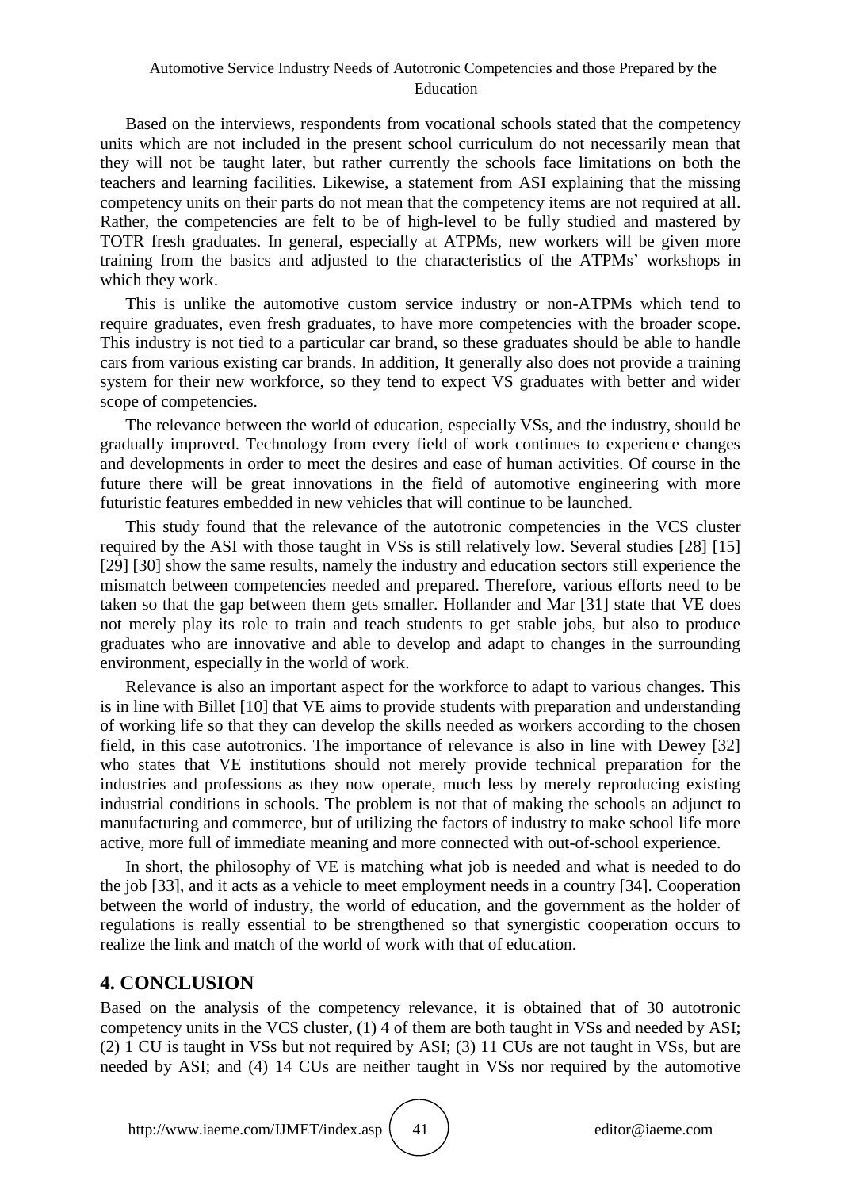Based on the interviews, respondents from vocational schools stated that the competency units which are not included in the present school curriculum do not necessarily mean that they will not be taught later, but rather currently the schools face limitations on both the teachers and learning facilities. Likewise, a statement from ASI explaining that the missing competency units on their parts do not mean that the competency items are not required at all. Rather, the competencies are felt to be of high-level to be fully studied and mastered by TOTR fresh graduates. In general, especially at ATPMs, new workers will be given more training from the basics and adjusted to the characteristics of the ATPMs' workshops in which they work.

This is unlike the automotive custom service industry or non-ATPMs which tend to require graduates, even fresh graduates, to have more competencies with the broader scope. This industry is not tied to a particular car brand, so these graduates should be able to handle cars from various existing car brands. In addition, It generally also does not provide a training system for their new workforce, so they tend to expect VS graduates with better and wider scope of competencies.

The relevance between the world of education, especially VSs, and the industry, should be gradually improved. Technology from every field of work continues to experience changes and developments in order to meet the desires and ease of human activities. Of course in the future there will be great innovations in the field of automotive engineering with more futuristic features embedded in new vehicles that will continue to be launched.

This study found that the relevance of the autotronic competencies in the VCS cluster required by the ASI with those taught in VSs is still relatively low. Several studies [28] [15] [29] [30] show the same results, namely the industry and education sectors still experience the mismatch between competencies needed and prepared. Therefore, various efforts need to be taken so that the gap between them gets smaller. Hollander and Mar [31] state that VE does not merely play its role to train and teach students to get stable jobs, but also to produce graduates who are innovative and able to develop and adapt to changes in the surrounding environment, especially in the world of work.

Relevance is also an important aspect for the workforce to adapt to various changes. This is in line with Billet [10] that VE aims to provide students with preparation and understanding of working life so that they can develop the skills needed as workers according to the chosen field, in this case autotronics. The importance of relevance is also in line with Dewey [32] who states that VE institutions should not merely provide technical preparation for the industries and professions as they now operate, much less by merely reproducing existing industrial conditions in schools. The problem is not that of making the schools an adjunct to manufacturing and commerce, but of utilizing the factors of industry to make school life more active, more full of immediate meaning and more connected with out-of-school experience.

In short, the philosophy of VE is matching what job is needed and what is needed to do the job [33], and it acts as a vehicle to meet employment needs in a country [34]. Cooperation between the world of industry, the world of education, and the government as the holder of regulations is really essential to be strengthened so that synergistic cooperation occurs to realize the link and match of the world of work with that of education.

## 4. CONCLUSION

Based on the analysis of the competency relevance, it is obtained that of 30 autotronic competency units in the VCS cluster, (1) 4 of them are both taught in VSs and needed by ASI; (2) 1 CU is taught in VSs but not required by ASI; (3) 11 CUs are not taught in VSs, but are needed by ASI; and (4) 14 CUs are neither taught in VSs nor required by the automotive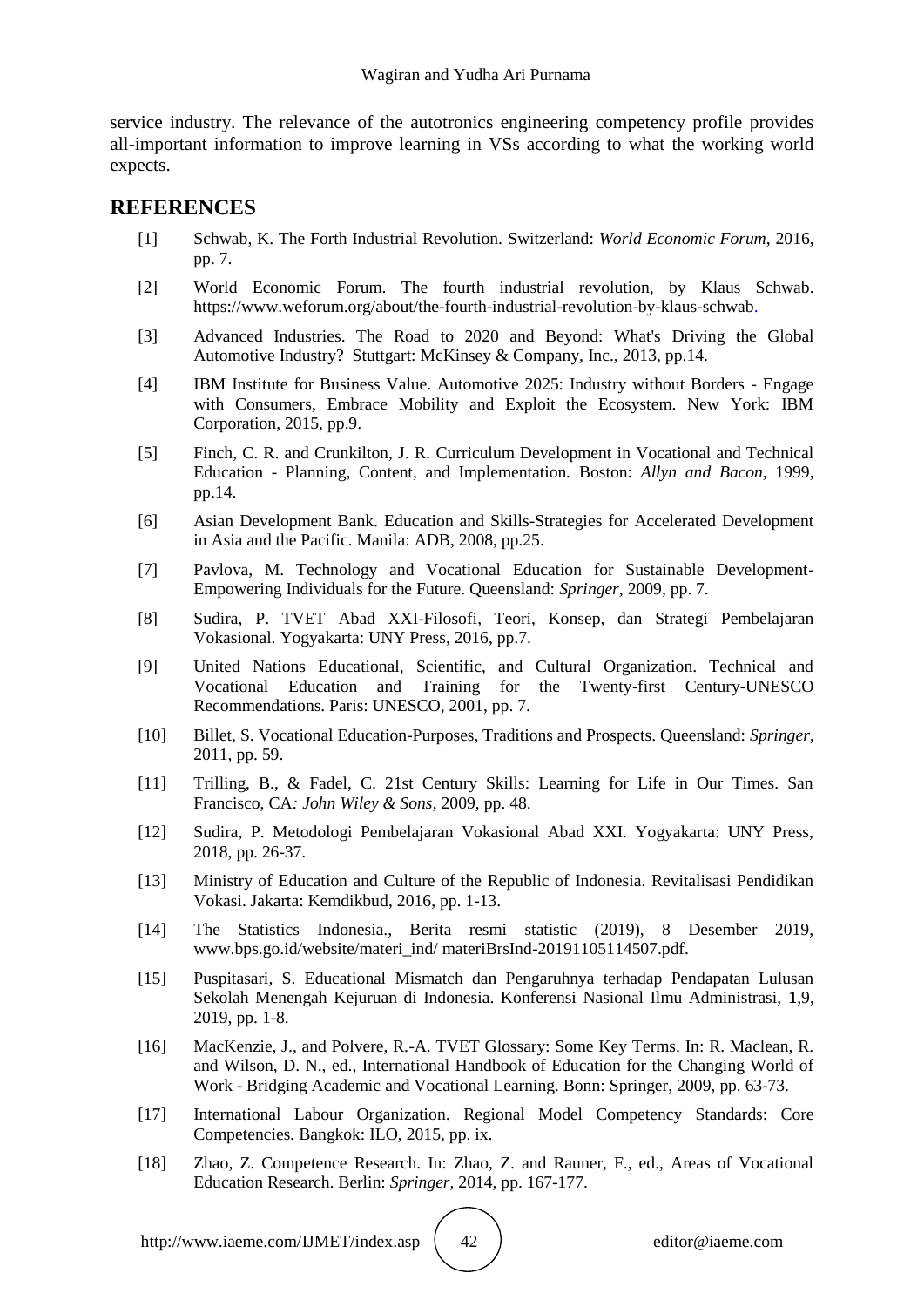service industry. The relevance of the autotronics engineering competency profile provides all-important information to improve learning in VSs according to what the working world expects.

## REFERENCES

[1] Schwab, K. The Forth Industrial Revolution. Switzerland: *World Economic Forum*, 2016, pp. 7.

[2] World Economic Forum. The fourth industrial revolution, by Klaus Schwab. https://www.weforum.org/about/the-fourth-industrial-revolution-by-klaus-schwab.

[3] Advanced Industries. The Road to 2020 and Beyond: What's Driving the Global Automotive Industry? Stuttgart: McKinsey & Company, Inc., 2013, pp.14.

[4] IBM Institute for Business Value. Automotive 2025: Industry without Borders - Engage with Consumers, Embrace Mobility and Exploit the Ecosystem. New York: IBM Corporation, 2015, pp.9.

[5] Finch, C. R. and Crunkilton, J. R. Curriculum Development in Vocational and Technical Education - Planning, Content, and Implementation. Boston: *Allyn and Bacon*, 1999, pp.14.

[6] Asian Development Bank. Education and Skills-Strategies for Accelerated Development in Asia and the Pacific. Manila: ADB, 2008, pp.25.

[7] Pavlova, M. Technology and Vocational Education for Sustainable Development-Empowering Individuals for the Future. Queensland: *Springer*, 2009, pp. 7.

[8] Sudira, P. TVET Abad XXI-Filosofi, Teori, Konsep, dan Strategi Pembelajaran Vokasional. Yogyakarta: UNY Press, 2016, pp.7.

[9] United Nations Educational, Scientific, and Cultural Organization. Technical and Vocational Education and Training for the Twenty-first Century-UNESCO Recommendations. Paris: UNESCO, 2001, pp. 7.

[10] Billet, S. Vocational Education-Purposes, Traditions and Prospects. Queensland: *Springer*, 2011, pp. 59.

[11] Trilling, B., & Fadel, C. 21st Century Skills: Learning for Life in Our Times. San Francisco, CA*: John Wiley & Sons*, 2009, pp. 48.

[12] Sudira, P. Metodologi Pembelajaran Vokasional Abad XXI. Yogyakarta: UNY Press, 2018, pp. 26-37.

[13] Ministry of Education and Culture of the Republic of Indonesia. Revitalisasi Pendidikan Vokasi. Jakarta: Kemdikbud, 2016, pp. 1-13.

[14] The Statistics Indonesia., Berita resmi statistic (2019), 8 Desember 2019, www.bps.go.id/website/materi_ind/ materiBrsInd-20191105114507.pdf.

[15] Puspitasari, S. Educational Mismatch dan Pengaruhnya terhadap Pendapatan Lulusan Sekolah Menengah Kejuruan di Indonesia. Konferensi Nasional Ilmu Administrasi, **1**,9, 2019, pp. 1-8.

[16] MacKenzie, J., and Polvere, R.-A. TVET Glossary: Some Key Terms. In: R. Maclean, R. and Wilson, D. N., ed., International Handbook of Education for the Changing World of Work - Bridging Academic and Vocational Learning. Bonn: Springer, 2009, pp. 63-73.

[17] International Labour Organization. Regional Model Competency Standards: Core Competencies. Bangkok: ILO, 2015, pp. ix.

[18] Zhao, Z. Competence Research. In: Zhao, Z. and Rauner, F., ed., Areas of Vocational Education Research. Berlin: *Springer*, 2014, pp. 167-177.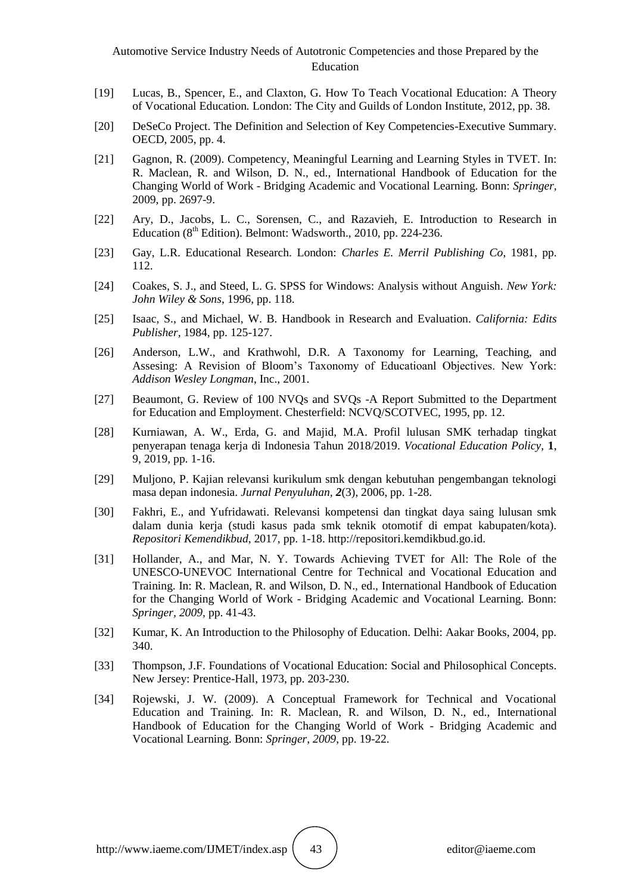[19] Lucas, B., Spencer, E., and Claxton, G. How To Teach Vocational Education: A Theory of Vocational Education. London: The City and Guilds of London Institute, 2012, pp. 38.

[20] DeSeCo Project. The Definition and Selection of Key Competencies-Executive Summary. OECD, 2005, pp. 4.

[21] Gagnon, R. (2009). Competency, Meaningful Learning and Learning Styles in TVET. In: R. Maclean, R. and Wilson, D. N., ed., International Handbook of Education for the Changing World of Work - Bridging Academic and Vocational Learning. Bonn: *Springer*, 2009, pp. 2697-9.

[22] Ary, D., Jacobs, L. C., Sorensen, C., and Razavieh, E. Introduction to Research in Education (8th Edition). Belmont: Wadsworth., 2010, pp. 224-236.

[23] Gay, L.R. Educational Research. London: *Charles E. Merril Publishing Co*, 1981, pp. 112.

[24] Coakes, S. J., and Steed, L. G. SPSS for Windows: Analysis without Anguish. *New York: John Wiley & Sons*, 1996, pp. 118.

[25] Isaac, S., and Michael, W. B. Handbook in Research and Evaluation. *California: Edits Publisher*, 1984, pp. 125-127.

[26] Anderson, L.W., and Krathwohl, D.R. A Taxonomy for Learning, Teaching, and Assesing: A Revision of Bloom's Taxonomy of Educatioanl Objectives. New York: *Addison Wesley Longman*, Inc., 2001.

[27] Beaumont, G. Review of 100 NVQs and SVQs -A Report Submitted to the Department for Education and Employment. Chesterfield: NCVQ/SCOTVEC, 1995, pp. 12.

[28] Kurniawan, A. W., Erda, G. and Majid, M.A. Profil lulusan SMK terhadap tingkat penyerapan tenaga kerja di Indonesia Tahun 2018/2019. *Vocational Education Policy*, **1**, 9, 2019, pp. 1-16.

[29] Muljono, P. Kajian relevansi kurikulum smk dengan kebutuhan pengembangan teknologi masa depan indonesia. *Jurnal Penyuluhan*, ***2***(3), 2006, pp. 1-28.

[30] Fakhri, E., and Yufridawati. Relevansi kompetensi dan tingkat daya saing lulusan smk dalam dunia kerja (studi kasus pada smk teknik otomotif di empat kabupaten/kota). *Repositori Kemendikbud*, 2017, pp. 1-18. http://repositori.kemdikbud.go.id.

[31] Hollander, A., and Mar, N. Y. Towards Achieving TVET for All: The Role of the UNESCO-UNEVOC International Centre for Technical and Vocational Education and Training. In: R. Maclean, R. and Wilson, D. N., ed., International Handbook of Education for the Changing World of Work - Bridging Academic and Vocational Learning. Bonn: *Springer, 2009*, pp. 41-43.

[32] Kumar, K. An Introduction to the Philosophy of Education. Delhi: Aakar Books, 2004, pp. 340.

[33] Thompson, J.F. Foundations of Vocational Education: Social and Philosophical Concepts. New Jersey: Prentice-Hall, 1973, pp. 203-230.

[34] Rojewski, J. W. (2009). A Conceptual Framework for Technical and Vocational Education and Training. In: R. Maclean, R. and Wilson, D. N., ed., International Handbook of Education for the Changing World of Work - Bridging Academic and Vocational Learning. Bonn: *Springer, 2009*, pp. 19-22.